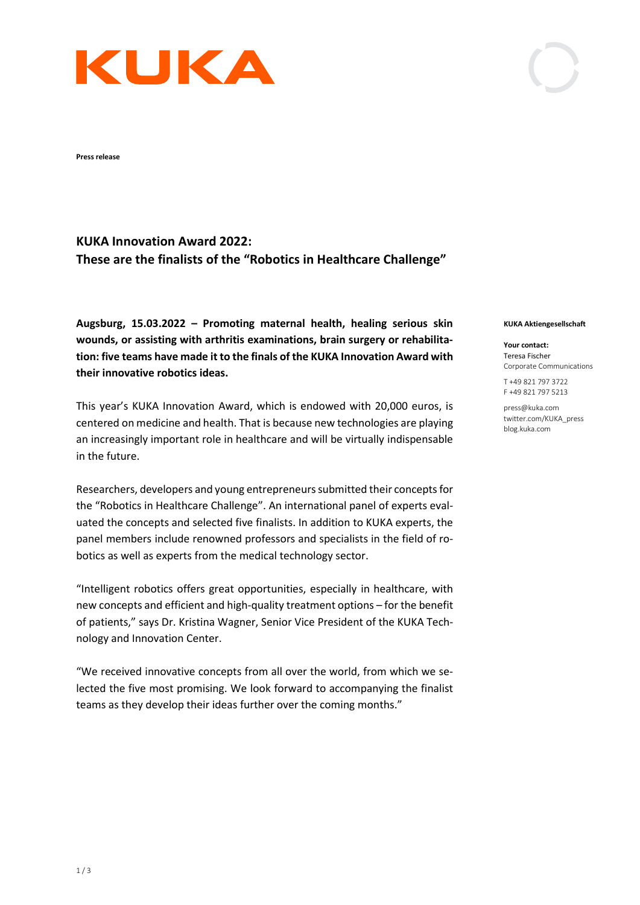**Press release**

# KUKA Innovation Award 2022: These are the finalists of the "Robotics in Healthcare Challenge"

**Augsburg, 15.03.2022 – Promoting maternal health, healing serious skin wounds, or assisting with arthritis examinations, brain surgery or rehabilitation: five teams have made it to the finals of the KUKA Innovation Award with their innovative robotics ideas.**

This year's KUKA Innovation Award, which is endowed with 20,000 euros, is centered on medicine and health. That is because new technologies are playing an increasingly important role in healthcare and will be virtually indispensable in the future.

Researchers, developers and young entrepreneurs submitted their concepts for the "Robotics in Healthcare Challenge". An international panel of experts evaluated the concepts and selected five finalists. In addition to KUKA experts, the panel members include renowned professors and specialists in the field of robotics as well as experts from the medical technology sector.

"Intelligent robotics offers great opportunities, especially in healthcare, with new concepts and efficient and high-quality treatment options – for the benefit of patients," says Dr. Kristina Wagner, Senior Vice President of the KUKA Technology and Innovation Center.

"We received innovative concepts from all over the world, from which we selected the five most promising. We look forward to accompanying the finalist teams as they develop their ideas further over the coming months."

**KUKA Aktiengesellschaft**

**Your contact:**
Teresa Fischer
Corporate Communications

T +49 821 797 3722
F +49 821 797 5213

press@kuka.com
twitter.com/KUKA_press
blog.kuka.com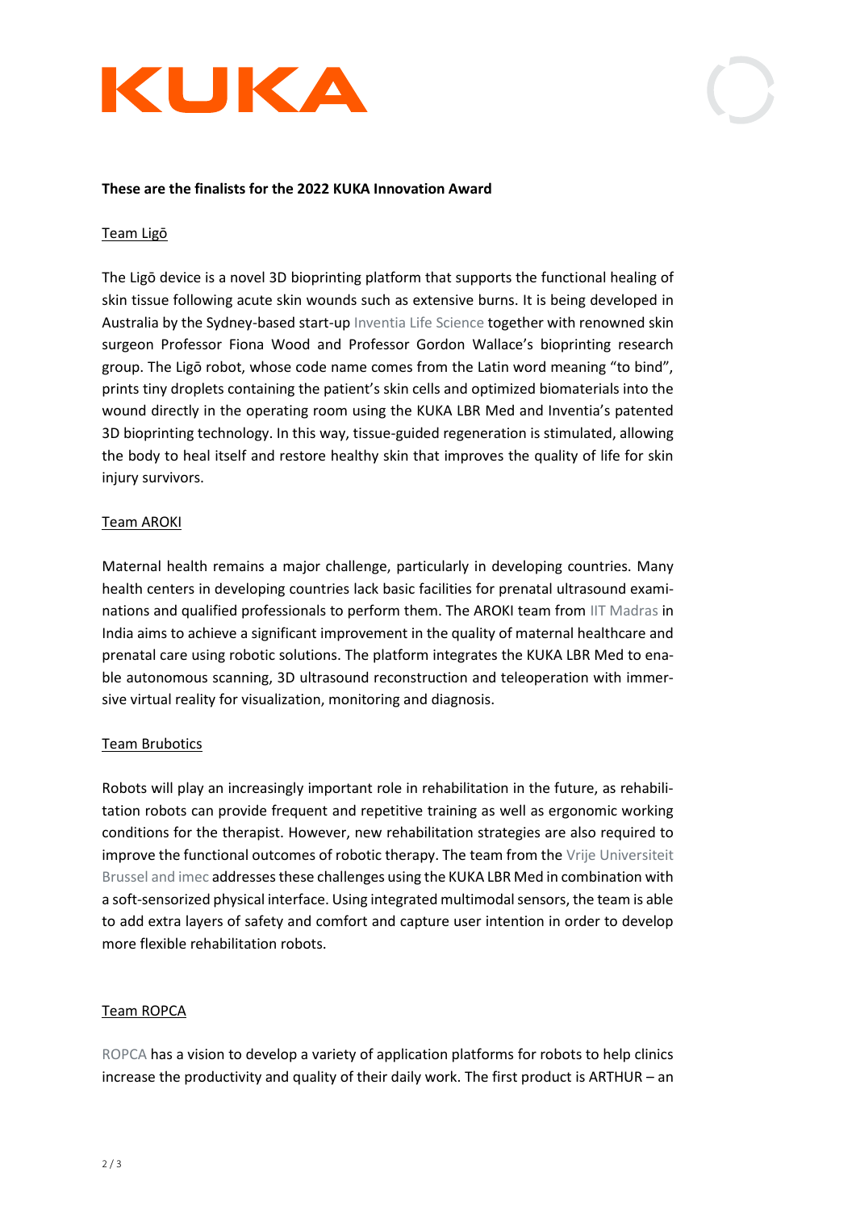**These are the finalists for the 2022 KUKA Innovation Award**

Team Ligō

The Ligō device is a novel 3D bioprinting platform that supports the functional healing of skin tissue following acute skin wounds such as extensive burns. It is being developed in Australia by the Sydney-based start-up Inventia Life Science together with renowned skin surgeon Professor Fiona Wood and Professor Gordon Wallace's bioprinting research group. The Ligō robot, whose code name comes from the Latin word meaning "to bind", prints tiny droplets containing the patient's skin cells and optimized biomaterials into the wound directly in the operating room using the KUKA LBR Med and Inventia's patented 3D bioprinting technology. In this way, tissue-guided regeneration is stimulated, allowing the body to heal itself and restore healthy skin that improves the quality of life for skin injury survivors.

Team AROKI

Maternal health remains a major challenge, particularly in developing countries. Many health centers in developing countries lack basic facilities for prenatal ultrasound examinations and qualified professionals to perform them. The AROKI team from IIT Madras in India aims to achieve a significant improvement in the quality of maternal healthcare and prenatal care using robotic solutions. The platform integrates the KUKA LBR Med to enable autonomous scanning, 3D ultrasound reconstruction and teleoperation with immersive virtual reality for visualization, monitoring and diagnosis.

Team Brubotics

Robots will play an increasingly important role in rehabilitation in the future, as rehabilitation robots can provide frequent and repetitive training as well as ergonomic working conditions for the therapist. However, new rehabilitation strategies are also required to improve the functional outcomes of robotic therapy. The team from the Vrije Universiteit Brussel and imec addresses these challenges using the KUKA LBR Med in combination with a soft-sensorized physical interface. Using integrated multimodal sensors, the team is able to add extra layers of safety and comfort and capture user intention in order to develop more flexible rehabilitation robots.

Team ROPCA

ROPCA has a vision to develop a variety of application platforms for robots to help clinics increase the productivity and quality of their daily work. The first product is ARTHUR – an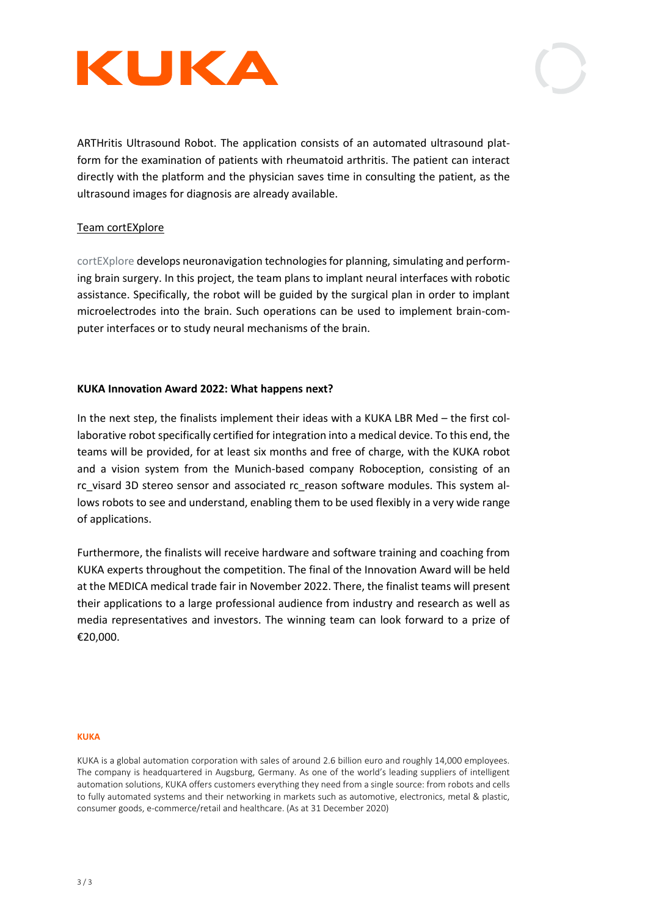ARTHritis Ultrasound Robot. The application consists of an automated ultrasound platform for the examination of patients with rheumatoid arthritis. The patient can interact directly with the platform and the physician saves time in consulting the patient, as the ultrasound images for diagnosis are already available.

Team cortEXplore

cortEXplore develops neuronavigation technologies for planning, simulating and performing brain surgery. In this project, the team plans to implant neural interfaces with robotic assistance. Specifically, the robot will be guided by the surgical plan in order to implant microelectrodes into the brain. Such operations can be used to implement brain-computer interfaces or to study neural mechanisms of the brain.

**KUKA Innovation Award 2022: What happens next?**

In the next step, the finalists implement their ideas with a KUKA LBR Med – the first collaborative robot specifically certified for integration into a medical device. To this end, the teams will be provided, for at least six months and free of charge, with the KUKA robot and a vision system from the Munich-based company Roboception, consisting of an rc_visard 3D stereo sensor and associated rc_reason software modules. This system allows robots to see and understand, enabling them to be used flexibly in a very wide range of applications.

Furthermore, the finalists will receive hardware and software training and coaching from KUKA experts throughout the competition. The final of the Innovation Award will be held at the MEDICA medical trade fair in November 2022. There, the finalist teams will present their applications to a large professional audience from industry and research as well as media representatives and investors. The winning team can look forward to a prize of €20,000.

**KUKA**

KUKA is a global automation corporation with sales of around 2.6 billion euro and roughly 14,000 employees. The company is headquartered in Augsburg, Germany. As one of the world's leading suppliers of intelligent automation solutions, KUKA offers customers everything they need from a single source: from robots and cells to fully automated systems and their networking in markets such as automotive, electronics, metal & plastic, consumer goods, e-commerce/retail and healthcare. (As at 31 December 2020)